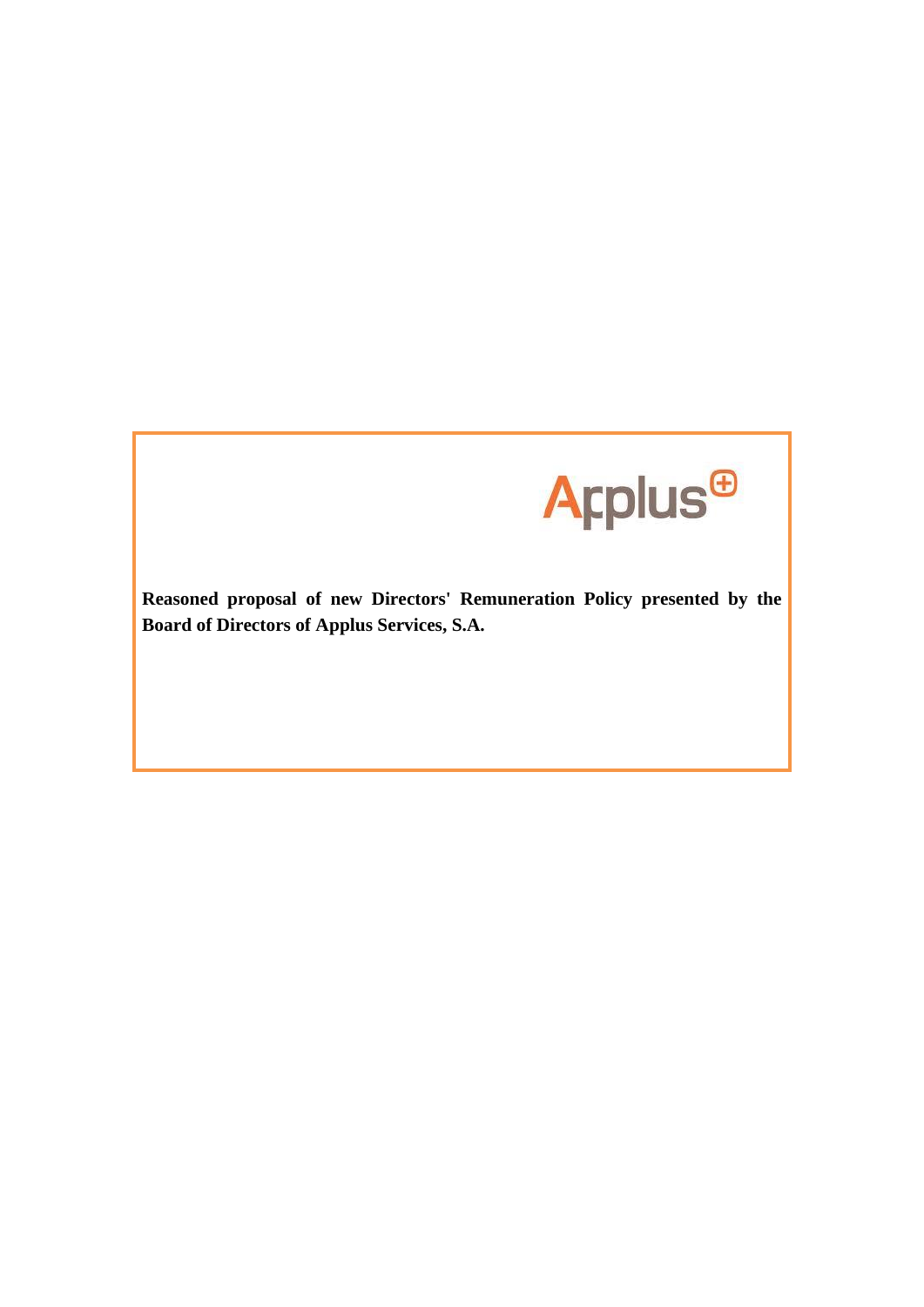Applus

**Reasoned proposal of new Directors' Remuneration Policy presented by the Board of Directors of Applus Services, S.A.**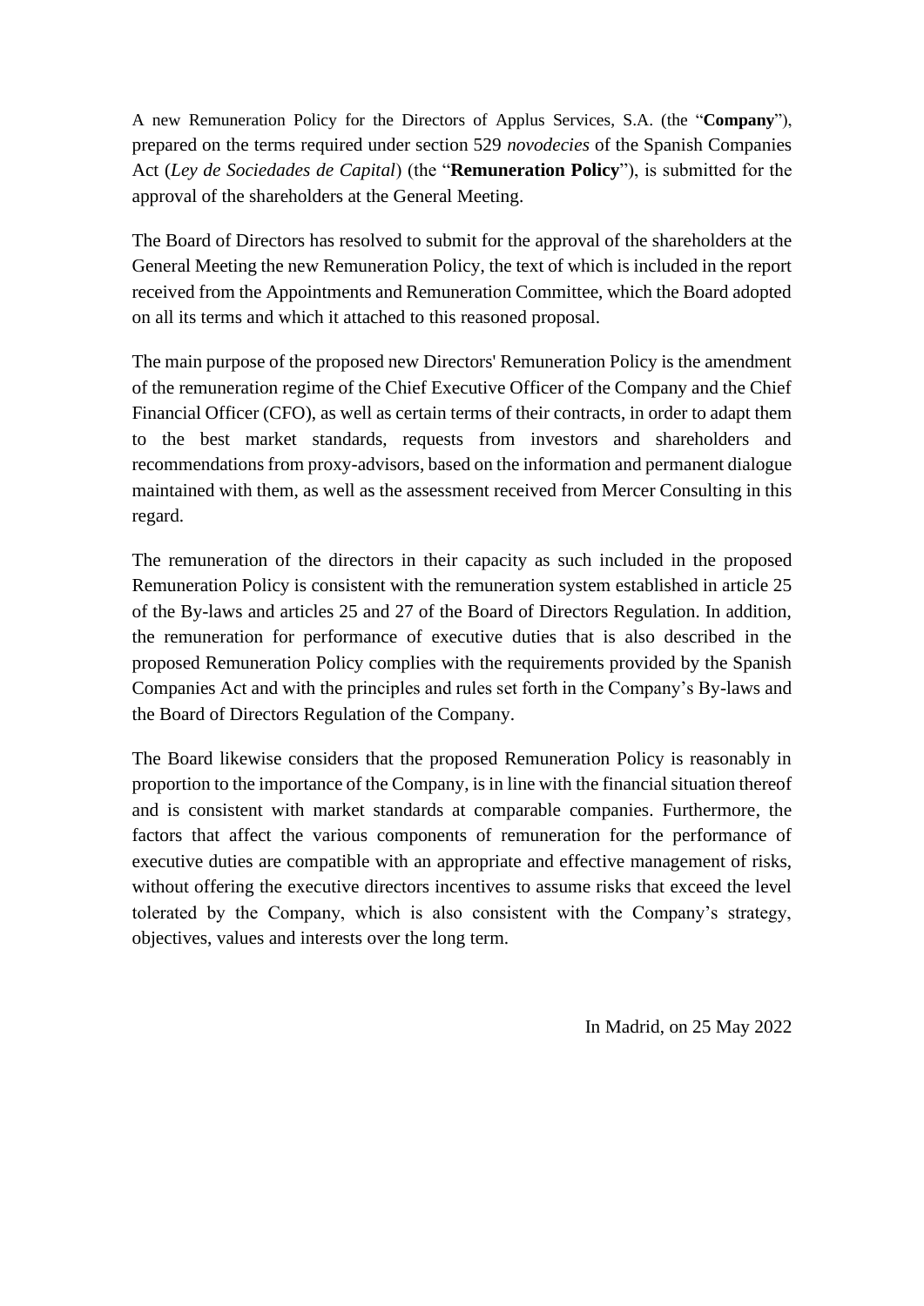A new Remuneration Policy for the Directors of Applus Services, S.A. (the "**Company**"), prepared on the terms required under section 529 *novodecies* of the Spanish Companies Act (*Ley de Sociedades de Capital*) (the "**Remuneration Policy**"), is submitted for the approval of the shareholders at the General Meeting.

The Board of Directors has resolved to submit for the approval of the shareholders at the General Meeting the new Remuneration Policy, the text of which is included in the report received from the Appointments and Remuneration Committee, which the Board adopted on all its terms and which it attached to this reasoned proposal.

The main purpose of the proposed new Directors' Remuneration Policy is the amendment of the remuneration regime of the Chief Executive Officer of the Company and the Chief Financial Officer (CFO), as well as certain terms of their contracts, in order to adapt them to the best market standards, requests from investors and shareholders and recommendations from proxy-advisors, based on the information and permanent dialogue maintained with them, as well as the assessment received from Mercer Consulting in this regard.

The remuneration of the directors in their capacity as such included in the proposed Remuneration Policy is consistent with the remuneration system established in article 25 of the By-laws and articles 25 and 27 of the Board of Directors Regulation. In addition, the remuneration for performance of executive duties that is also described in the proposed Remuneration Policy complies with the requirements provided by the Spanish Companies Act and with the principles and rules set forth in the Company's By-laws and the Board of Directors Regulation of the Company.

The Board likewise considers that the proposed Remuneration Policy is reasonably in proportion to the importance of the Company, is in line with the financial situation thereof and is consistent with market standards at comparable companies. Furthermore, the factors that affect the various components of remuneration for the performance of executive duties are compatible with an appropriate and effective management of risks, without offering the executive directors incentives to assume risks that exceed the level tolerated by the Company, which is also consistent with the Company's strategy, objectives, values and interests over the long term.

In Madrid, on 25 May 2022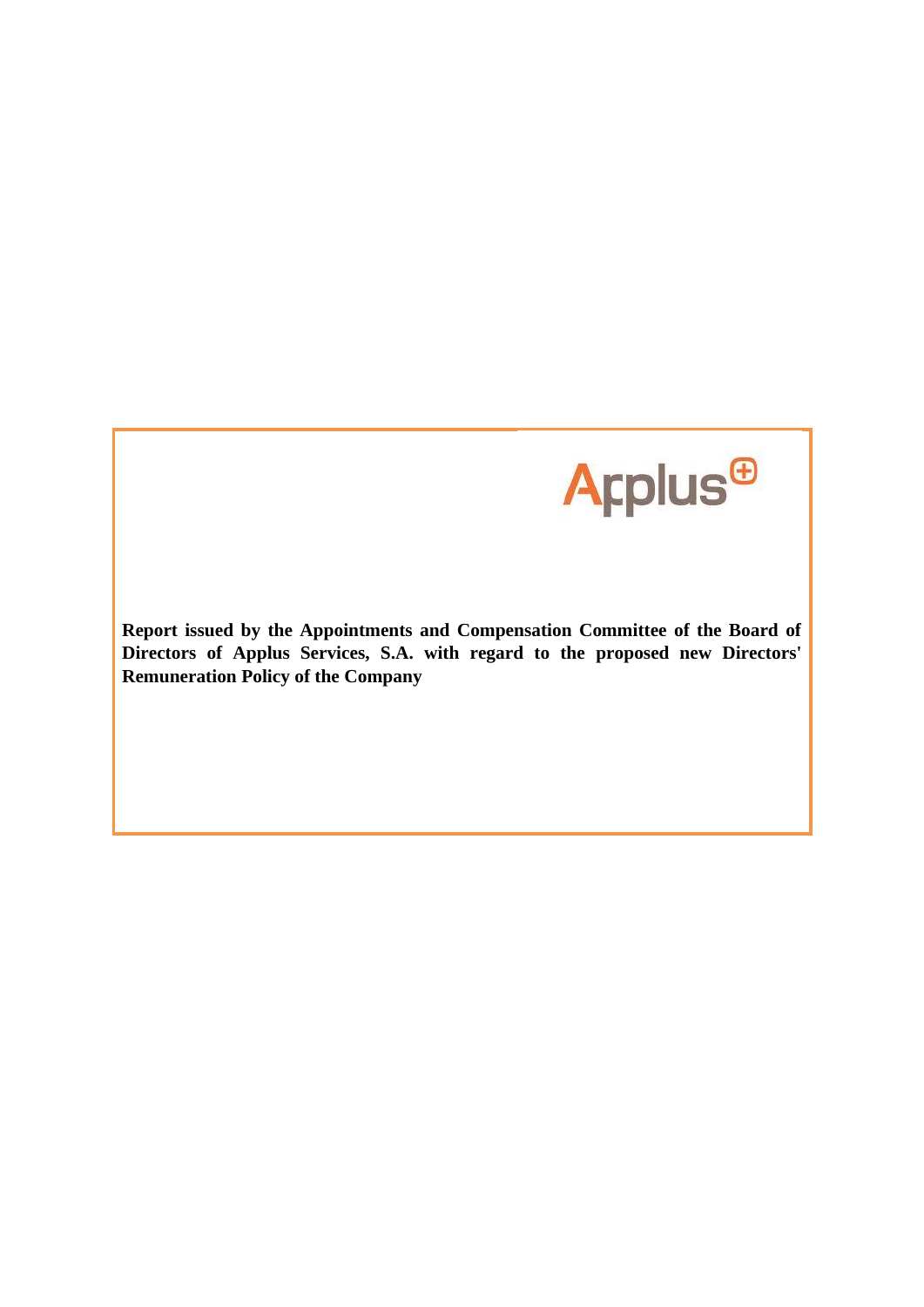**Report issued by the Appointments and Compensation Committee of the Board of Directors of Applus Services, S.A. with regard to the proposed new Directors' Remuneration Policy of the Company**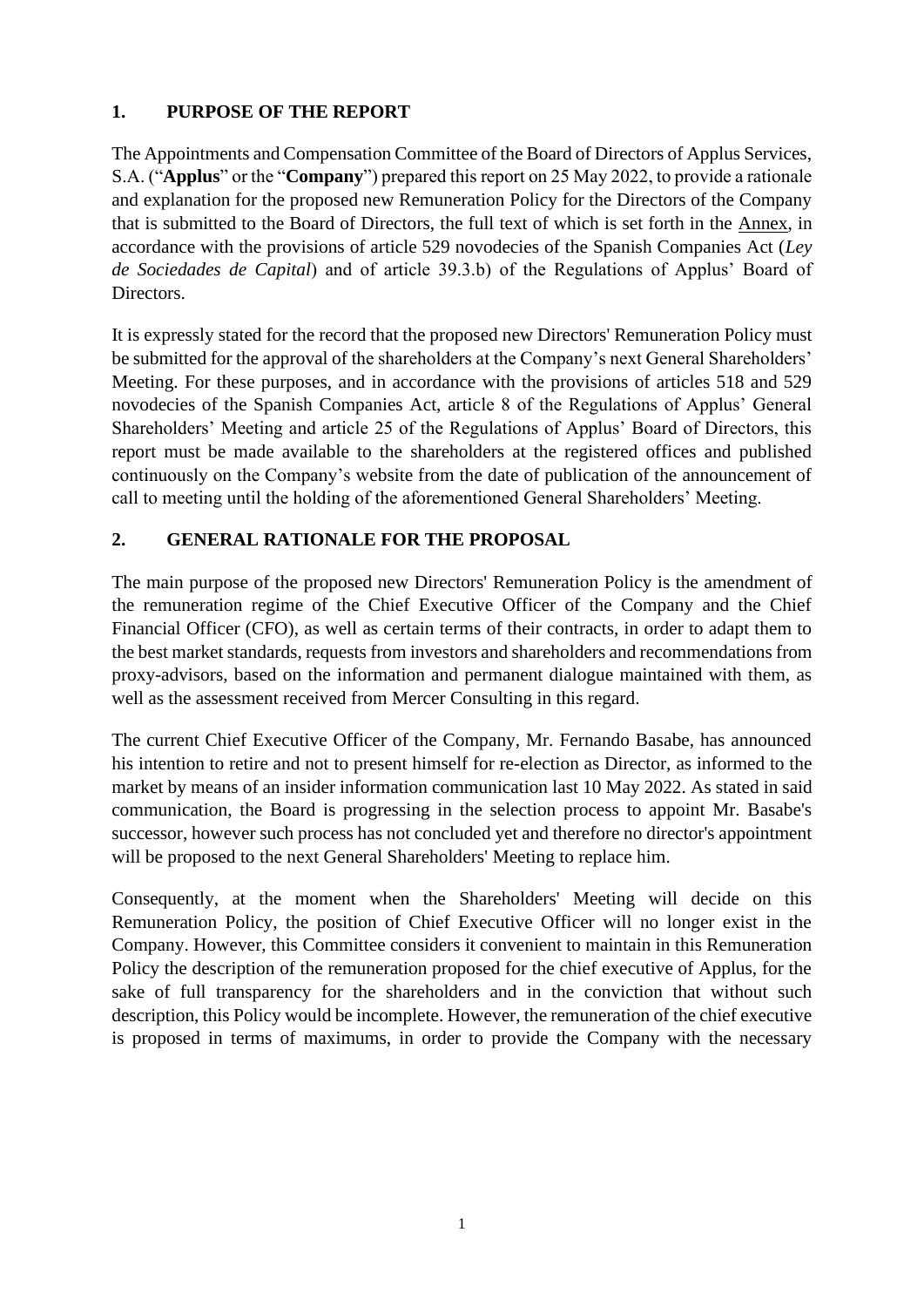## 1. PURPOSE OF THE REPORT

The Appointments and Compensation Committee of the Board of Directors of Applus Services, S.A. ("**Applus**" or the "**Company**") prepared this report on 25 May 2022, to provide a rationale and explanation for the proposed new Remuneration Policy for the Directors of the Company that is submitted to the Board of Directors, the full text of which is set forth in the Annex, in accordance with the provisions of article 529 novodecies of the Spanish Companies Act (*Ley de Sociedades de Capital*) and of article 39.3.b) of the Regulations of Applus' Board of Directors.

It is expressly stated for the record that the proposed new Directors' Remuneration Policy must be submitted for the approval of the shareholders at the Company's next General Shareholders' Meeting. For these purposes, and in accordance with the provisions of articles 518 and 529 novodecies of the Spanish Companies Act, article 8 of the Regulations of Applus' General Shareholders' Meeting and article 25 of the Regulations of Applus' Board of Directors, this report must be made available to the shareholders at the registered offices and published continuously on the Company's website from the date of publication of the announcement of call to meeting until the holding of the aforementioned General Shareholders' Meeting.

## 2. GENERAL RATIONALE FOR THE PROPOSAL

The main purpose of the proposed new Directors' Remuneration Policy is the amendment of the remuneration regime of the Chief Executive Officer of the Company and the Chief Financial Officer (CFO), as well as certain terms of their contracts, in order to adapt them to the best market standards, requests from investors and shareholders and recommendations from proxy-advisors, based on the information and permanent dialogue maintained with them, as well as the assessment received from Mercer Consulting in this regard.

The current Chief Executive Officer of the Company, Mr. Fernando Basabe, has announced his intention to retire and not to present himself for re-election as Director, as informed to the market by means of an insider information communication last 10 May 2022. As stated in said communication, the Board is progressing in the selection process to appoint Mr. Basabe's successor, however such process has not concluded yet and therefore no director's appointment will be proposed to the next General Shareholders' Meeting to replace him.

Consequently, at the moment when the Shareholders' Meeting will decide on this Remuneration Policy, the position of Chief Executive Officer will no longer exist in the Company. However, this Committee considers it convenient to maintain in this Remuneration Policy the description of the remuneration proposed for the chief executive of Applus, for the sake of full transparency for the shareholders and in the conviction that without such description, this Policy would be incomplete. However, the remuneration of the chief executive is proposed in terms of maximums, in order to provide the Company with the necessary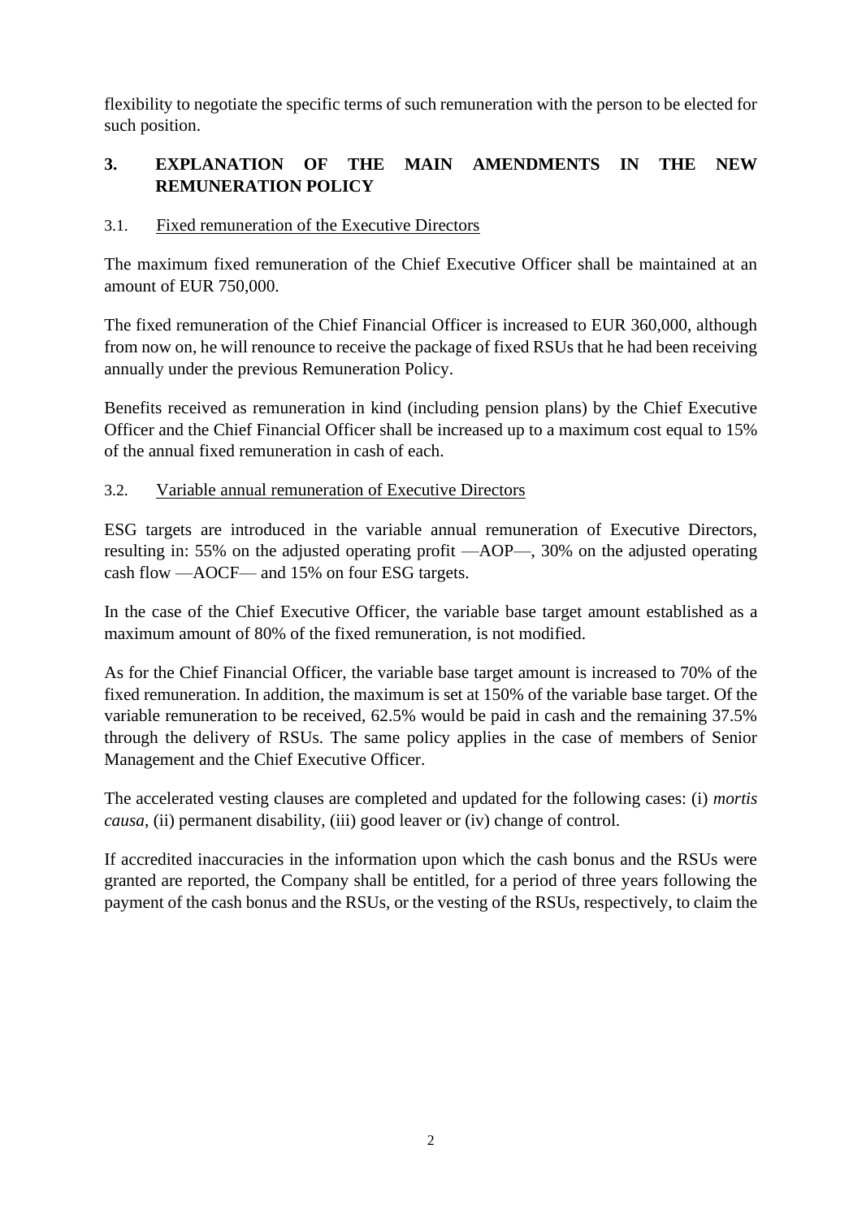flexibility to negotiate the specific terms of such remuneration with the person to be elected for such position.

## 3. EXPLANATION OF THE MAIN AMENDMENTS IN THE NEW REMUNERATION POLICY

### 3.1. Fixed remuneration of the Executive Directors

The maximum fixed remuneration of the Chief Executive Officer shall be maintained at an amount of EUR 750,000.

The fixed remuneration of the Chief Financial Officer is increased to EUR 360,000, although from now on, he will renounce to receive the package of fixed RSUs that he had been receiving annually under the previous Remuneration Policy.

Benefits received as remuneration in kind (including pension plans) by the Chief Executive Officer and the Chief Financial Officer shall be increased up to a maximum cost equal to 15% of the annual fixed remuneration in cash of each.

### 3.2. Variable annual remuneration of Executive Directors

ESG targets are introduced in the variable annual remuneration of Executive Directors, resulting in: 55% on the adjusted operating profit —AOP—, 30% on the adjusted operating cash flow —AOCF— and 15% on four ESG targets.

In the case of the Chief Executive Officer, the variable base target amount established as a maximum amount of 80% of the fixed remuneration, is not modified.

As for the Chief Financial Officer, the variable base target amount is increased to 70% of the fixed remuneration. In addition, the maximum is set at 150% of the variable base target. Of the variable remuneration to be received, 62.5% would be paid in cash and the remaining 37.5% through the delivery of RSUs. The same policy applies in the case of members of Senior Management and the Chief Executive Officer.

The accelerated vesting clauses are completed and updated for the following cases: (i) *mortis causa*, (ii) permanent disability, (iii) good leaver or (iv) change of control.

If accredited inaccuracies in the information upon which the cash bonus and the RSUs were granted are reported, the Company shall be entitled, for a period of three years following the payment of the cash bonus and the RSUs, or the vesting of the RSUs, respectively, to claim the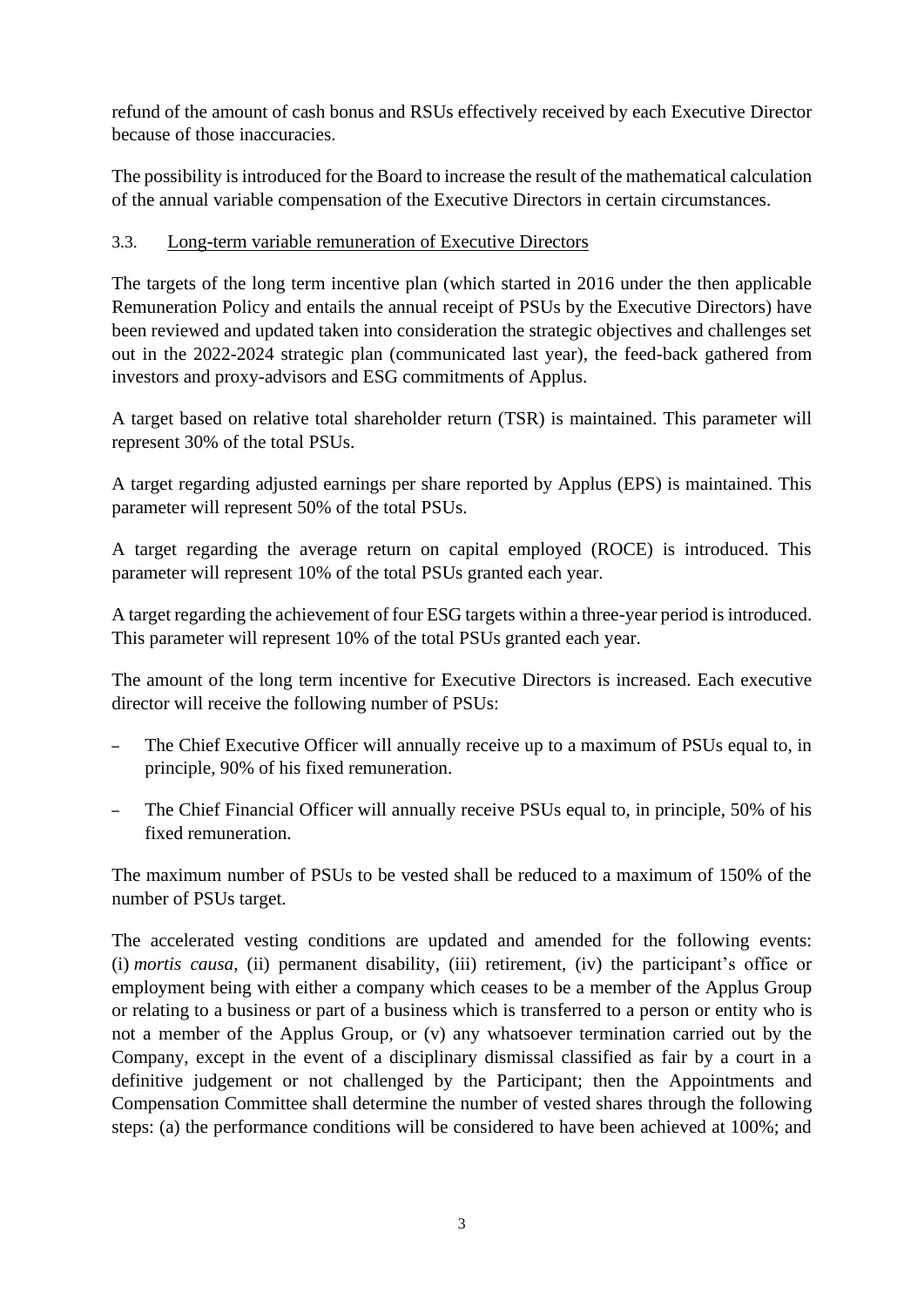refund of the amount of cash bonus and RSUs effectively received by each Executive Director because of those inaccuracies.

The possibility is introduced for the Board to increase the result of the mathematical calculation of the annual variable compensation of the Executive Directors in certain circumstances.

### 3.3. Long-term variable remuneration of Executive Directors

The targets of the long term incentive plan (which started in 2016 under the then applicable Remuneration Policy and entails the annual receipt of PSUs by the Executive Directors) have been reviewed and updated taken into consideration the strategic objectives and challenges set out in the 2022-2024 strategic plan (communicated last year), the feed-back gathered from investors and proxy-advisors and ESG commitments of Applus.

A target based on relative total shareholder return (TSR) is maintained. This parameter will represent 30% of the total PSUs.

A target regarding adjusted earnings per share reported by Applus (EPS) is maintained. This parameter will represent 50% of the total PSUs.

A target regarding the average return on capital employed (ROCE) is introduced. This parameter will represent 10% of the total PSUs granted each year.

A target regarding the achievement of four ESG targets within a three-year period is introduced. This parameter will represent 10% of the total PSUs granted each year.

The amount of the long term incentive for Executive Directors is increased. Each executive director will receive the following number of PSUs:

- The Chief Executive Officer will annually receive up to a maximum of PSUs equal to, in principle, 90% of his fixed remuneration.
- The Chief Financial Officer will annually receive PSUs equal to, in principle, 50% of his fixed remuneration.

The maximum number of PSUs to be vested shall be reduced to a maximum of 150% of the number of PSUs target.

The accelerated vesting conditions are updated and amended for the following events: (i) *mortis causa*, (ii) permanent disability, (iii) retirement, (iv) the participant's office or employment being with either a company which ceases to be a member of the Applus Group or relating to a business or part of a business which is transferred to a person or entity who is not a member of the Applus Group, or (v) any whatsoever termination carried out by the Company, except in the event of a disciplinary dismissal classified as fair by a court in a definitive judgement or not challenged by the Participant; then the Appointments and Compensation Committee shall determine the number of vested shares through the following steps: (a) the performance conditions will be considered to have been achieved at 100%; and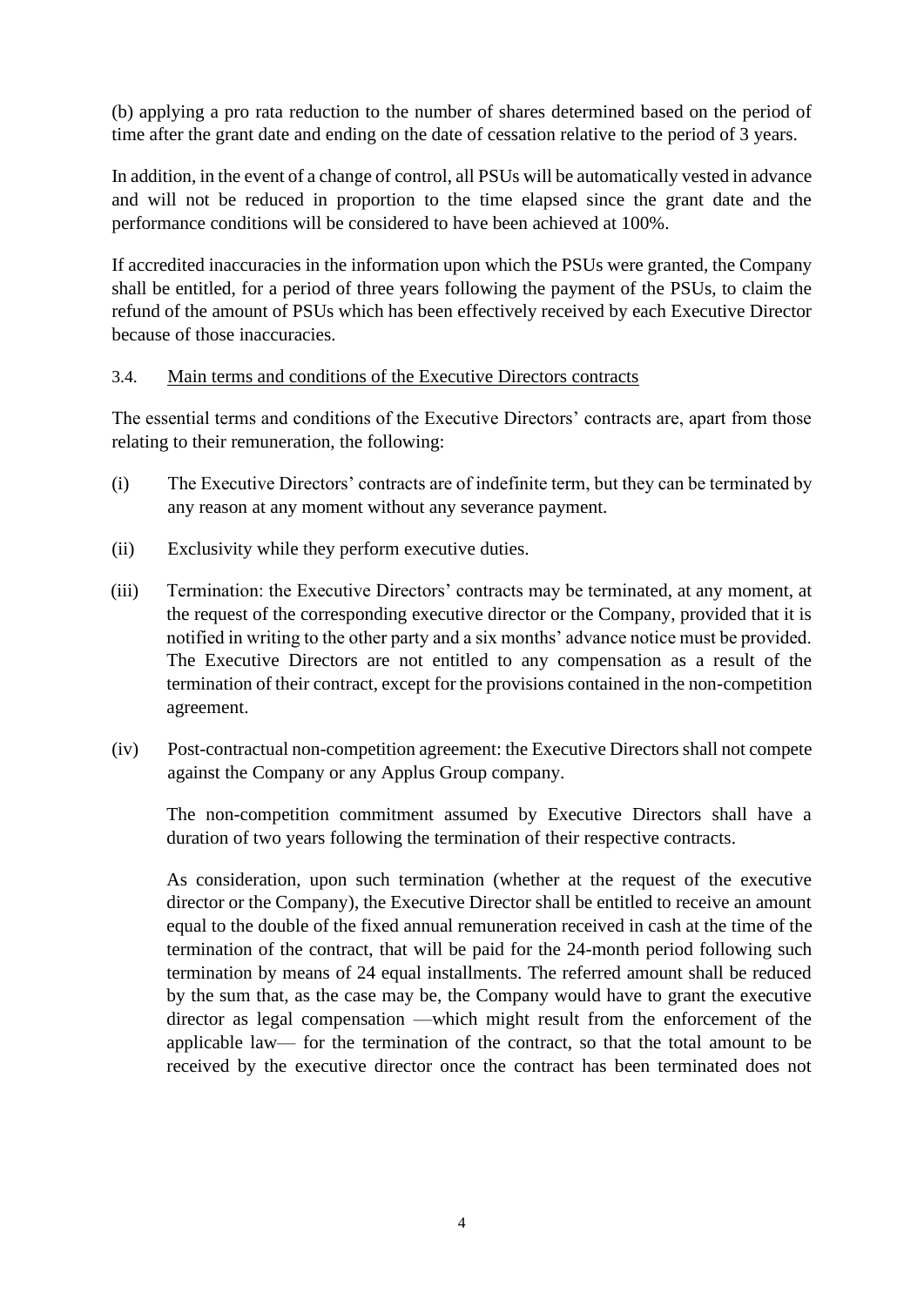(b) applying a pro rata reduction to the number of shares determined based on the period of time after the grant date and ending on the date of cessation relative to the period of 3 years.

In addition, in the event of a change of control, all PSUs will be automatically vested in advance and will not be reduced in proportion to the time elapsed since the grant date and the performance conditions will be considered to have been achieved at 100%.

If accredited inaccuracies in the information upon which the PSUs were granted, the Company shall be entitled, for a period of three years following the payment of the PSUs, to claim the refund of the amount of PSUs which has been effectively received by each Executive Director because of those inaccuracies.

### 3.4. Main terms and conditions of the Executive Directors contracts

The essential terms and conditions of the Executive Directors' contracts are, apart from those relating to their remuneration, the following:

(i) The Executive Directors' contracts are of indefinite term, but they can be terminated by any reason at any moment without any severance payment.

(ii) Exclusivity while they perform executive duties.

(iii) Termination: the Executive Directors' contracts may be terminated, at any moment, at the request of the corresponding executive director or the Company, provided that it is notified in writing to the other party and a six months' advance notice must be provided. The Executive Directors are not entitled to any compensation as a result of the termination of their contract, except for the provisions contained in the non-competition agreement.

(iv) Post-contractual non-competition agreement: the Executive Directors shall not compete against the Company or any Applus Group company.

The non-competition commitment assumed by Executive Directors shall have a duration of two years following the termination of their respective contracts.

As consideration, upon such termination (whether at the request of the executive director or the Company), the Executive Director shall be entitled to receive an amount equal to the double of the fixed annual remuneration received in cash at the time of the termination of the contract, that will be paid for the 24-month period following such termination by means of 24 equal installments. The referred amount shall be reduced by the sum that, as the case may be, the Company would have to grant the executive director as legal compensation —which might result from the enforcement of the applicable law— for the termination of the contract, so that the total amount to be received by the executive director once the contract has been terminated does not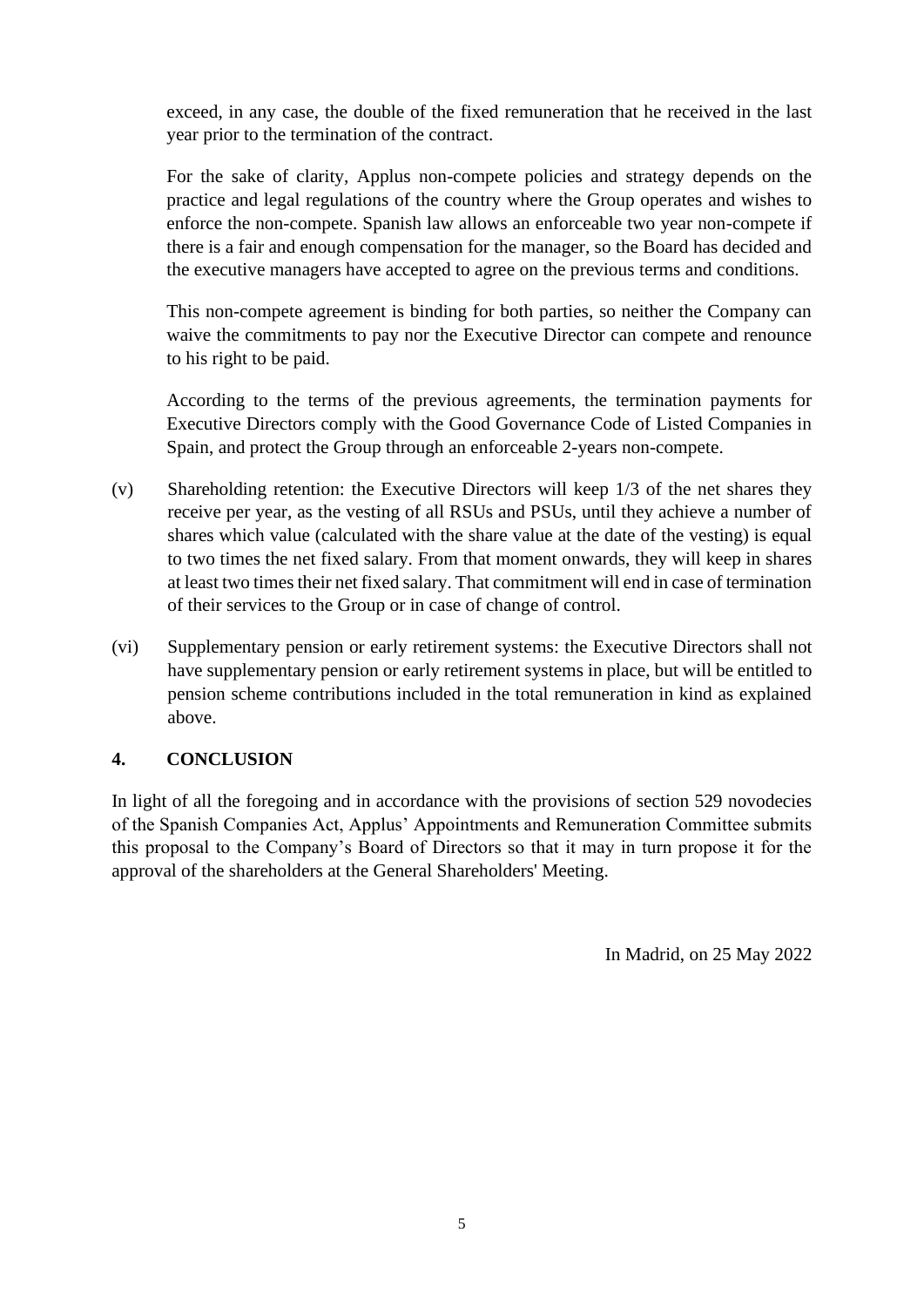exceed, in any case, the double of the fixed remuneration that he received in the last year prior to the termination of the contract.

For the sake of clarity, Applus non-compete policies and strategy depends on the practice and legal regulations of the country where the Group operates and wishes to enforce the non-compete. Spanish law allows an enforceable two year non-compete if there is a fair and enough compensation for the manager, so the Board has decided and the executive managers have accepted to agree on the previous terms and conditions.

This non-compete agreement is binding for both parties, so neither the Company can waive the commitments to pay nor the Executive Director can compete and renounce to his right to be paid.

According to the terms of the previous agreements, the termination payments for Executive Directors comply with the Good Governance Code of Listed Companies in Spain, and protect the Group through an enforceable 2-years non-compete.

(v) Shareholding retention: the Executive Directors will keep 1/3 of the net shares they receive per year, as the vesting of all RSUs and PSUs, until they achieve a number of shares which value (calculated with the share value at the date of the vesting) is equal to two times the net fixed salary. From that moment onwards, they will keep in shares at least two times their net fixed salary. That commitment will end in case of termination of their services to the Group or in case of change of control.

(vi) Supplementary pension or early retirement systems: the Executive Directors shall not have supplementary pension or early retirement systems in place, but will be entitled to pension scheme contributions included in the total remuneration in kind as explained above.

## 4. CONCLUSION

In light of all the foregoing and in accordance with the provisions of section 529 novodecies of the Spanish Companies Act, Applus' Appointments and Remuneration Committee submits this proposal to the Company's Board of Directors so that it may in turn propose it for the approval of the shareholders at the General Shareholders' Meeting.

In Madrid, on 25 May 2022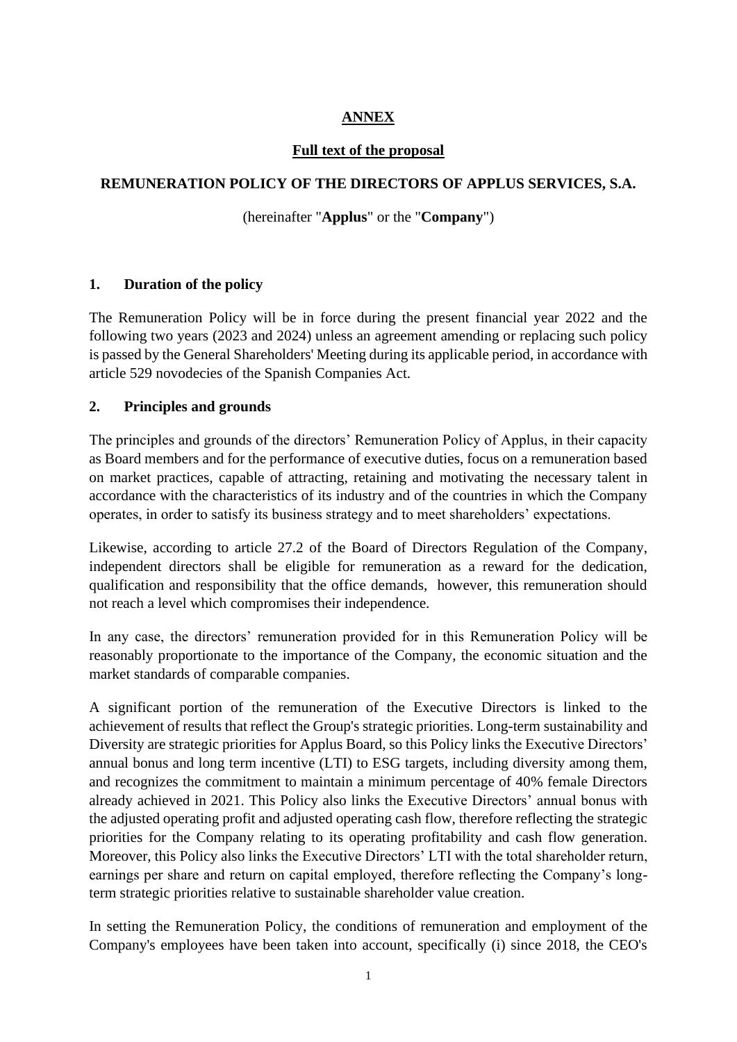**ANNEX**

**Full text of the proposal**

**REMUNERATION POLICY OF THE DIRECTORS OF APPLUS SERVICES, S.A.**

(hereinafter "**Applus**" or the "**Company**")

## 1. Duration of the policy

The Remuneration Policy will be in force during the present financial year 2022 and the following two years (2023 and 2024) unless an agreement amending or replacing such policy is passed by the General Shareholders' Meeting during its applicable period, in accordance with article 529 novodecies of the Spanish Companies Act.

## 2. Principles and grounds

The principles and grounds of the directors' Remuneration Policy of Applus, in their capacity as Board members and for the performance of executive duties, focus on a remuneration based on market practices, capable of attracting, retaining and motivating the necessary talent in accordance with the characteristics of its industry and of the countries in which the Company operates, in order to satisfy its business strategy and to meet shareholders' expectations.

Likewise, according to article 27.2 of the Board of Directors Regulation of the Company, independent directors shall be eligible for remuneration as a reward for the dedication, qualification and responsibility that the office demands, however, this remuneration should not reach a level which compromises their independence.

In any case, the directors' remuneration provided for in this Remuneration Policy will be reasonably proportionate to the importance of the Company, the economic situation and the market standards of comparable companies.

A significant portion of the remuneration of the Executive Directors is linked to the achievement of results that reflect the Group's strategic priorities. Long-term sustainability and Diversity are strategic priorities for Applus Board, so this Policy links the Executive Directors' annual bonus and long term incentive (LTI) to ESG targets, including diversity among them, and recognizes the commitment to maintain a minimum percentage of 40% female Directors already achieved in 2021. This Policy also links the Executive Directors' annual bonus with the adjusted operating profit and adjusted operating cash flow, therefore reflecting the strategic priorities for the Company relating to its operating profitability and cash flow generation. Moreover, this Policy also links the Executive Directors' LTI with the total shareholder return, earnings per share and return on capital employed, therefore reflecting the Company's long-term strategic priorities relative to sustainable shareholder value creation.

In setting the Remuneration Policy, the conditions of remuneration and employment of the Company's employees have been taken into account, specifically (i) since 2018, the CEO's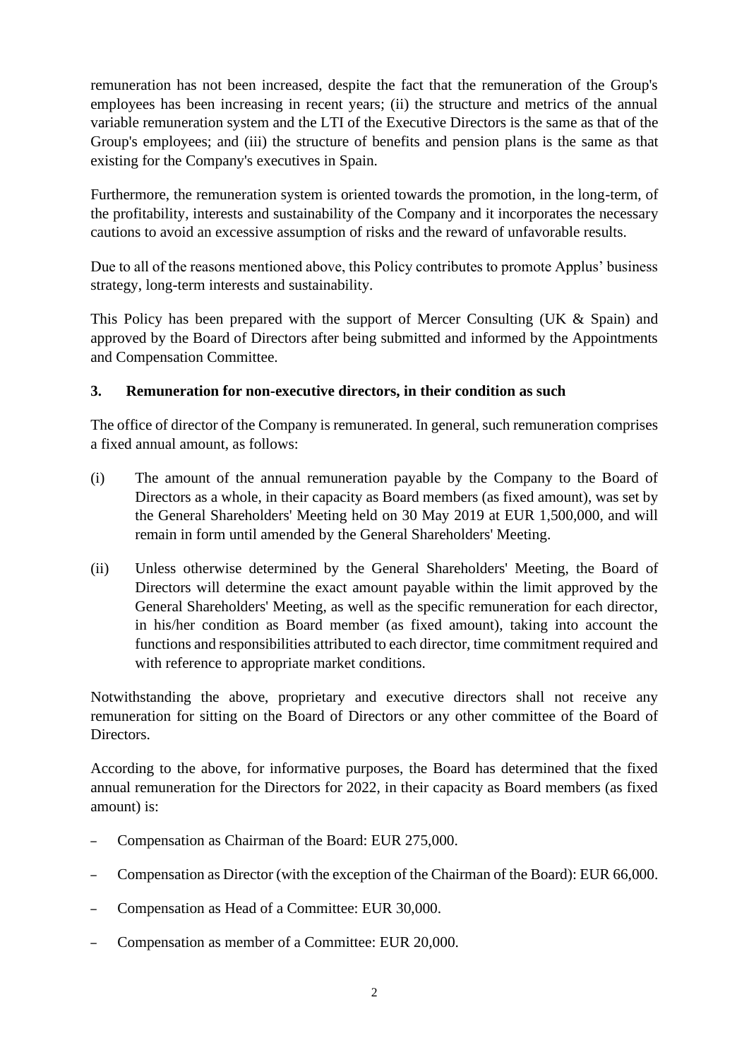remuneration has not been increased, despite the fact that the remuneration of the Group's employees has been increasing in recent years; (ii) the structure and metrics of the annual variable remuneration system and the LTI of the Executive Directors is the same as that of the Group's employees; and (iii) the structure of benefits and pension plans is the same as that existing for the Company's executives in Spain.

Furthermore, the remuneration system is oriented towards the promotion, in the long-term, of the profitability, interests and sustainability of the Company and it incorporates the necessary cautions to avoid an excessive assumption of risks and the reward of unfavorable results.

Due to all of the reasons mentioned above, this Policy contributes to promote Applus' business strategy, long-term interests and sustainability.

This Policy has been prepared with the support of Mercer Consulting (UK & Spain) and approved by the Board of Directors after being submitted and informed by the Appointments and Compensation Committee.

## 3. Remuneration for non-executive directors, in their condition as such

The office of director of the Company is remunerated. In general, such remuneration comprises a fixed annual amount, as follows:

(i) The amount of the annual remuneration payable by the Company to the Board of Directors as a whole, in their capacity as Board members (as fixed amount), was set by the General Shareholders' Meeting held on 30 May 2019 at EUR 1,500,000, and will remain in form until amended by the General Shareholders' Meeting.

(ii) Unless otherwise determined by the General Shareholders' Meeting, the Board of Directors will determine the exact amount payable within the limit approved by the General Shareholders' Meeting, as well as the specific remuneration for each director, in his/her condition as Board member (as fixed amount), taking into account the functions and responsibilities attributed to each director, time commitment required and with reference to appropriate market conditions.

Notwithstanding the above, proprietary and executive directors shall not receive any remuneration for sitting on the Board of Directors or any other committee of the Board of Directors.

According to the above, for informative purposes, the Board has determined that the fixed annual remuneration for the Directors for 2022, in their capacity as Board members (as fixed amount) is:

- Compensation as Chairman of the Board: EUR 275,000.
- Compensation as Director (with the exception of the Chairman of the Board): EUR 66,000.
- Compensation as Head of a Committee: EUR 30,000.
- Compensation as member of a Committee: EUR 20,000.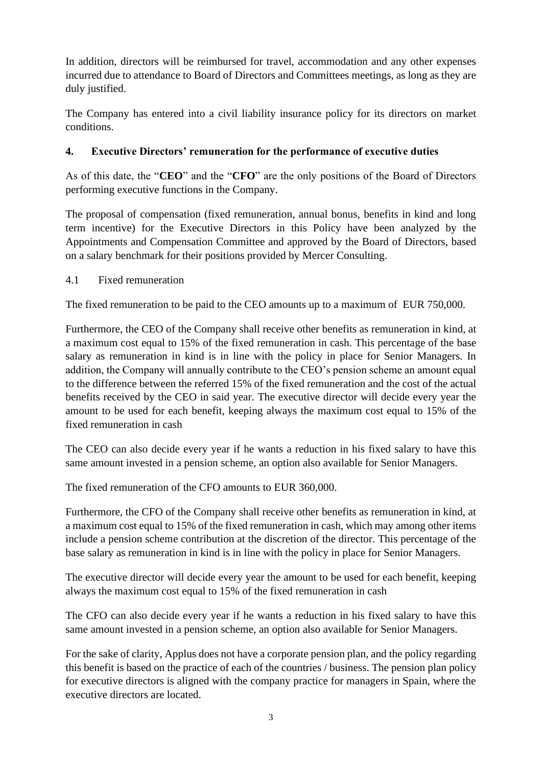In addition, directors will be reimbursed for travel, accommodation and any other expenses incurred due to attendance to Board of Directors and Committees meetings, as long as they are duly justified.

The Company has entered into a civil liability insurance policy for its directors on market conditions.

## 4. Executive Directors' remuneration for the performance of executive duties

As of this date, the "**CEO**" and the "**CFO**" are the only positions of the Board of Directors performing executive functions in the Company.

The proposal of compensation (fixed remuneration, annual bonus, benefits in kind and long term incentive) for the Executive Directors in this Policy have been analyzed by the Appointments and Compensation Committee and approved by the Board of Directors, based on a salary benchmark for their positions provided by Mercer Consulting.

### 4.1 Fixed remuneration

The fixed remuneration to be paid to the CEO amounts up to a maximum of EUR 750,000.

Furthermore, the CEO of the Company shall receive other benefits as remuneration in kind, at a maximum cost equal to 15% of the fixed remuneration in cash. This percentage of the base salary as remuneration in kind is in line with the policy in place for Senior Managers. In addition, the Company will annually contribute to the CEO's pension scheme an amount equal to the difference between the referred 15% of the fixed remuneration and the cost of the actual benefits received by the CEO in said year. The executive director will decide every year the amount to be used for each benefit, keeping always the maximum cost equal to 15% of the fixed remuneration in cash

The CEO can also decide every year if he wants a reduction in his fixed salary to have this same amount invested in a pension scheme, an option also available for Senior Managers.

The fixed remuneration of the CFO amounts to EUR 360,000.

Furthermore, the CFO of the Company shall receive other benefits as remuneration in kind, at a maximum cost equal to 15% of the fixed remuneration in cash, which may among other items include a pension scheme contribution at the discretion of the director. This percentage of the base salary as remuneration in kind is in line with the policy in place for Senior Managers.

The executive director will decide every year the amount to be used for each benefit, keeping always the maximum cost equal to 15% of the fixed remuneration in cash

The CFO can also decide every year if he wants a reduction in his fixed salary to have this same amount invested in a pension scheme, an option also available for Senior Managers.

For the sake of clarity, Applus does not have a corporate pension plan, and the policy regarding this benefit is based on the practice of each of the countries / business. The pension plan policy for executive directors is aligned with the company practice for managers in Spain, where the executive directors are located.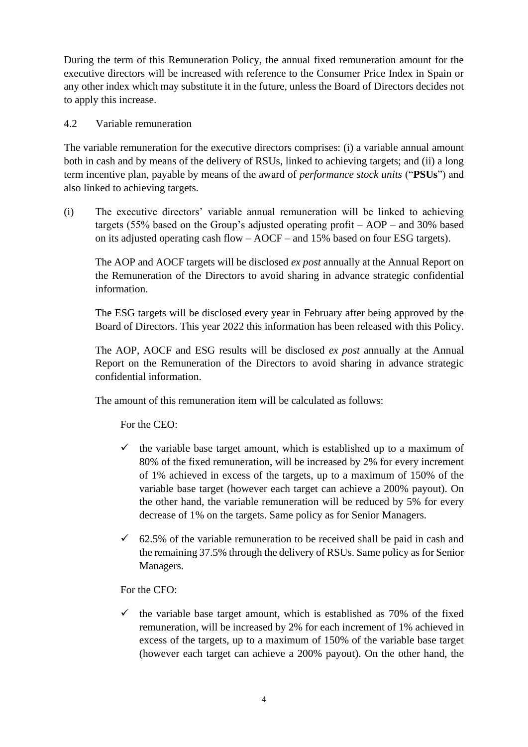During the term of this Remuneration Policy, the annual fixed remuneration amount for the executive directors will be increased with reference to the Consumer Price Index in Spain or any other index which may substitute it in the future, unless the Board of Directors decides not to apply this increase.

4.2 Variable remuneration

The variable remuneration for the executive directors comprises: (i) a variable annual amount both in cash and by means of the delivery of RSUs, linked to achieving targets; and (ii) a long term incentive plan, payable by means of the award of *performance stock units* ("**PSUs**") and also linked to achieving targets.

(i) The executive directors' variable annual remuneration will be linked to achieving targets (55% based on the Group's adjusted operating profit – AOP – and 30% based on its adjusted operating cash flow – AOCF – and 15% based on four ESG targets).

The AOP and AOCF targets will be disclosed *ex post* annually at the Annual Report on the Remuneration of the Directors to avoid sharing in advance strategic confidential information.

The ESG targets will be disclosed every year in February after being approved by the Board of Directors. This year 2022 this information has been released with this Policy.

The AOP, AOCF and ESG results will be disclosed *ex post* annually at the Annual Report on the Remuneration of the Directors to avoid sharing in advance strategic confidential information.

The amount of this remuneration item will be calculated as follows:

For the CEO:

- ✓ the variable base target amount, which is established up to a maximum of 80% of the fixed remuneration, will be increased by 2% for every increment of 1% achieved in excess of the targets, up to a maximum of 150% of the variable base target (however each target can achieve a 200% payout). On the other hand, the variable remuneration will be reduced by 5% for every decrease of 1% on the targets. Same policy as for Senior Managers.
- ✓ 62.5% of the variable remuneration to be received shall be paid in cash and the remaining 37.5% through the delivery of RSUs. Same policy as for Senior Managers.

For the CFO:

- ✓ the variable base target amount, which is established as 70% of the fixed remuneration, will be increased by 2% for each increment of 1% achieved in excess of the targets, up to a maximum of 150% of the variable base target (however each target can achieve a 200% payout). On the other hand, the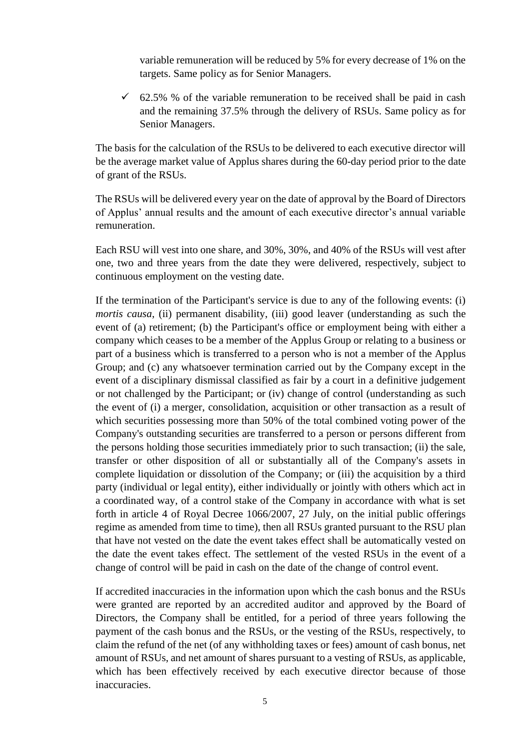variable remuneration will be reduced by 5% for every decrease of 1% on the targets. Same policy as for Senior Managers.

- ✓ 62.5% % of the variable remuneration to be received shall be paid in cash and the remaining 37.5% through the delivery of RSUs. Same policy as for Senior Managers.

The basis for the calculation of the RSUs to be delivered to each executive director will be the average market value of Applus shares during the 60-day period prior to the date of grant of the RSUs.

The RSUs will be delivered every year on the date of approval by the Board of Directors of Applus' annual results and the amount of each executive director's annual variable remuneration.

Each RSU will vest into one share, and 30%, 30%, and 40% of the RSUs will vest after one, two and three years from the date they were delivered, respectively, subject to continuous employment on the vesting date.

If the termination of the Participant's service is due to any of the following events: (i) *mortis causa*, (ii) permanent disability, (iii) good leaver (understanding as such the event of (a) retirement; (b) the Participant's office or employment being with either a company which ceases to be a member of the Applus Group or relating to a business or part of a business which is transferred to a person who is not a member of the Applus Group; and (c) any whatsoever termination carried out by the Company except in the event of a disciplinary dismissal classified as fair by a court in a definitive judgement or not challenged by the Participant; or (iv) change of control (understanding as such the event of (i) a merger, consolidation, acquisition or other transaction as a result of which securities possessing more than 50% of the total combined voting power of the Company's outstanding securities are transferred to a person or persons different from the persons holding those securities immediately prior to such transaction; (ii) the sale, transfer or other disposition of all or substantially all of the Company's assets in complete liquidation or dissolution of the Company; or (iii) the acquisition by a third party (individual or legal entity), either individually or jointly with others which act in a coordinated way, of a control stake of the Company in accordance with what is set forth in article 4 of Royal Decree 1066/2007, 27 July, on the initial public offerings regime as amended from time to time), then all RSUs granted pursuant to the RSU plan that have not vested on the date the event takes effect shall be automatically vested on the date the event takes effect. The settlement of the vested RSUs in the event of a change of control will be paid in cash on the date of the change of control event.

If accredited inaccuracies in the information upon which the cash bonus and the RSUs were granted are reported by an accredited auditor and approved by the Board of Directors, the Company shall be entitled, for a period of three years following the payment of the cash bonus and the RSUs, or the vesting of the RSUs, respectively, to claim the refund of the net (of any withholding taxes or fees) amount of cash bonus, net amount of RSUs, and net amount of shares pursuant to a vesting of RSUs, as applicable, which has been effectively received by each executive director because of those inaccuracies.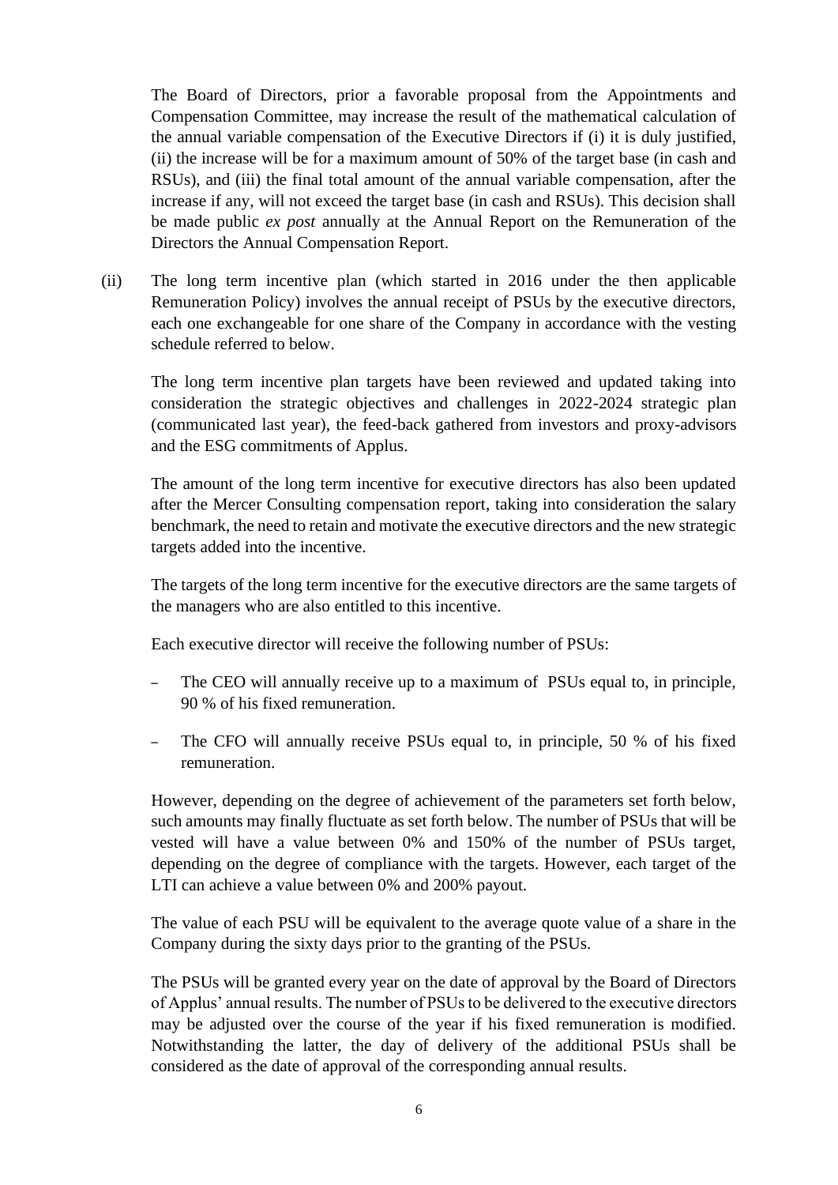The Board of Directors, prior a favorable proposal from the Appointments and Compensation Committee, may increase the result of the mathematical calculation of the annual variable compensation of the Executive Directors if (i) it is duly justified, (ii) the increase will be for a maximum amount of 50% of the target base (in cash and RSUs), and (iii) the final total amount of the annual variable compensation, after the increase if any, will not exceed the target base (in cash and RSUs). This decision shall be made public *ex post* annually at the Annual Report on the Remuneration of the Directors the Annual Compensation Report.

(ii) The long term incentive plan (which started in 2016 under the then applicable Remuneration Policy) involves the annual receipt of PSUs by the executive directors, each one exchangeable for one share of the Company in accordance with the vesting schedule referred to below.

The long term incentive plan targets have been reviewed and updated taking into consideration the strategic objectives and challenges in 2022-2024 strategic plan (communicated last year), the feed-back gathered from investors and proxy-advisors and the ESG commitments of Applus.

The amount of the long term incentive for executive directors has also been updated after the Mercer Consulting compensation report, taking into consideration the salary benchmark, the need to retain and motivate the executive directors and the new strategic targets added into the incentive.

The targets of the long term incentive for the executive directors are the same targets of the managers who are also entitled to this incentive.

Each executive director will receive the following number of PSUs:

- The CEO will annually receive up to a maximum of PSUs equal to, in principle, 90 % of his fixed remuneration.
- The CFO will annually receive PSUs equal to, in principle, 50 % of his fixed remuneration.

However, depending on the degree of achievement of the parameters set forth below, such amounts may finally fluctuate as set forth below. The number of PSUs that will be vested will have a value between 0% and 150% of the number of PSUs target, depending on the degree of compliance with the targets. However, each target of the LTI can achieve a value between 0% and 200% payout.

The value of each PSU will be equivalent to the average quote value of a share in the Company during the sixty days prior to the granting of the PSUs.

The PSUs will be granted every year on the date of approval by the Board of Directors of Applus' annual results. The number of PSUs to be delivered to the executive directors may be adjusted over the course of the year if his fixed remuneration is modified. Notwithstanding the latter, the day of delivery of the additional PSUs shall be considered as the date of approval of the corresponding annual results.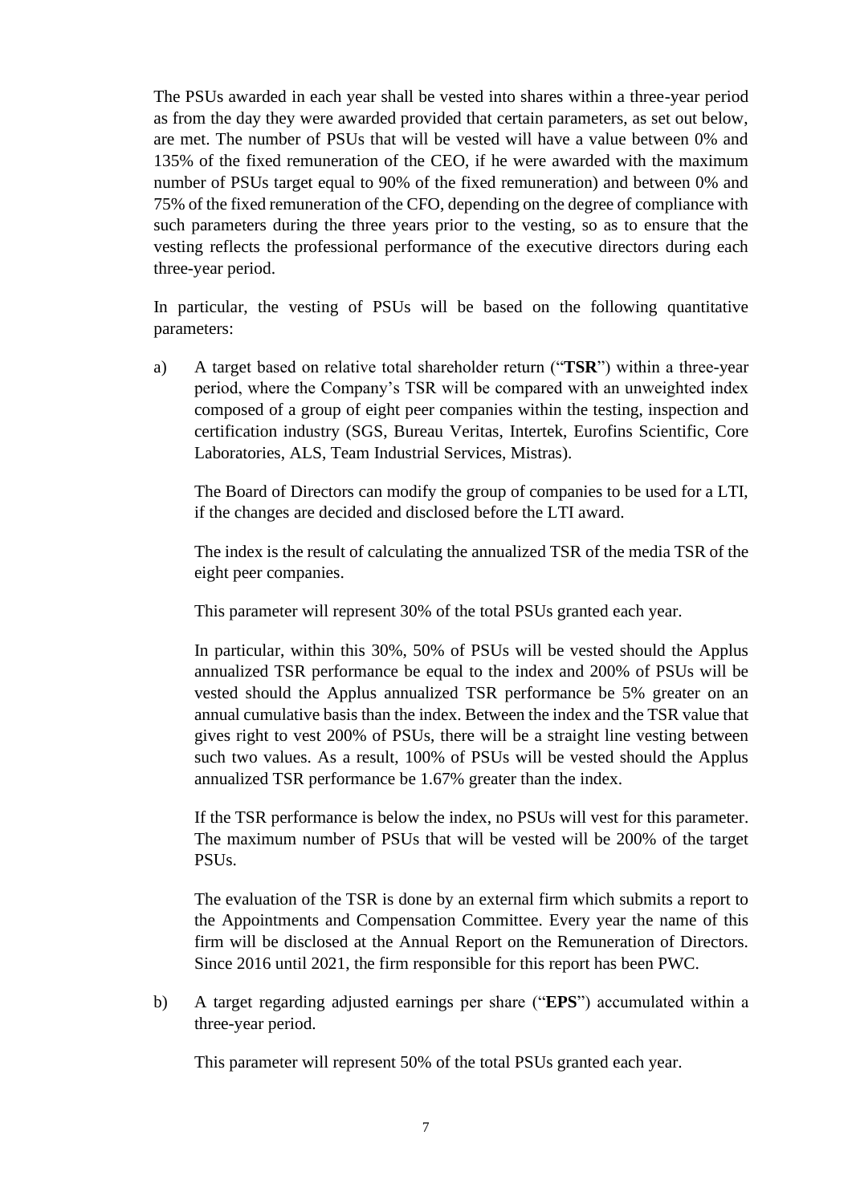The PSUs awarded in each year shall be vested into shares within a three-year period as from the day they were awarded provided that certain parameters, as set out below, are met. The number of PSUs that will be vested will have a value between 0% and 135% of the fixed remuneration of the CEO, if he were awarded with the maximum number of PSUs target equal to 90% of the fixed remuneration) and between 0% and 75% of the fixed remuneration of the CFO, depending on the degree of compliance with such parameters during the three years prior to the vesting, so as to ensure that the vesting reflects the professional performance of the executive directors during each three-year period.

In particular, the vesting of PSUs will be based on the following quantitative parameters:

a) A target based on relative total shareholder return ("**TSR**") within a three-year period, where the Company's TSR will be compared with an unweighted index composed of a group of eight peer companies within the testing, inspection and certification industry (SGS, Bureau Veritas, Intertek, Eurofins Scientific, Core Laboratories, ALS, Team Industrial Services, Mistras).

   The Board of Directors can modify the group of companies to be used for a LTI, if the changes are decided and disclosed before the LTI award.

   The index is the result of calculating the annualized TSR of the media TSR of the eight peer companies.

   This parameter will represent 30% of the total PSUs granted each year.

   In particular, within this 30%, 50% of PSUs will be vested should the Applus annualized TSR performance be equal to the index and 200% of PSUs will be vested should the Applus annualized TSR performance be 5% greater on an annual cumulative basis than the index. Between the index and the TSR value that gives right to vest 200% of PSUs, there will be a straight line vesting between such two values. As a result, 100% of PSUs will be vested should the Applus annualized TSR performance be 1.67% greater than the index.

   If the TSR performance is below the index, no PSUs will vest for this parameter. The maximum number of PSUs that will be vested will be 200% of the target PSUs.

   The evaluation of the TSR is done by an external firm which submits a report to the Appointments and Compensation Committee. Every year the name of this firm will be disclosed at the Annual Report on the Remuneration of Directors. Since 2016 until 2021, the firm responsible for this report has been PWC.

b) A target regarding adjusted earnings per share ("**EPS**") accumulated within a three-year period.

   This parameter will represent 50% of the total PSUs granted each year.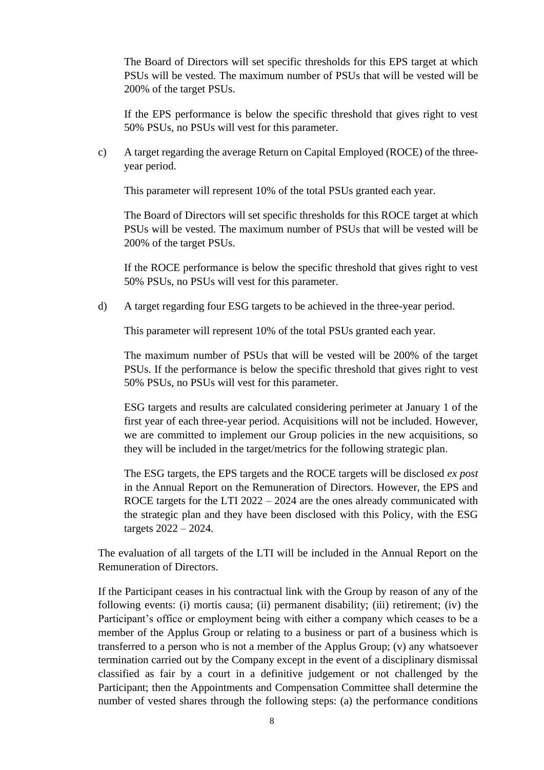The Board of Directors will set specific thresholds for this EPS target at which PSUs will be vested. The maximum number of PSUs that will be vested will be 200% of the target PSUs.

If the EPS performance is below the specific threshold that gives right to vest 50% PSUs, no PSUs will vest for this parameter.

c) A target regarding the average Return on Capital Employed (ROCE) of the three-year period.

   This parameter will represent 10% of the total PSUs granted each year.

   The Board of Directors will set specific thresholds for this ROCE target at which PSUs will be vested. The maximum number of PSUs that will be vested will be 200% of the target PSUs.

   If the ROCE performance is below the specific threshold that gives right to vest 50% PSUs, no PSUs will vest for this parameter.

d) A target regarding four ESG targets to be achieved in the three-year period.

   This parameter will represent 10% of the total PSUs granted each year.

   The maximum number of PSUs that will be vested will be 200% of the target PSUs. If the performance is below the specific threshold that gives right to vest 50% PSUs, no PSUs will vest for this parameter.

   ESG targets and results are calculated considering perimeter at January 1 of the first year of each three-year period. Acquisitions will not be included. However, we are committed to implement our Group policies in the new acquisitions, so they will be included in the target/metrics for the following strategic plan.

   The ESG targets, the EPS targets and the ROCE targets will be disclosed *ex post* in the Annual Report on the Remuneration of Directors. However, the EPS and ROCE targets for the LTI 2022 – 2024 are the ones already communicated with the strategic plan and they have been disclosed with this Policy, with the ESG targets 2022 – 2024.

The evaluation of all targets of the LTI will be included in the Annual Report on the Remuneration of Directors.

If the Participant ceases in his contractual link with the Group by reason of any of the following events: (i) mortis causa; (ii) permanent disability; (iii) retirement; (iv) the Participant's office or employment being with either a company which ceases to be a member of the Applus Group or relating to a business or part of a business which is transferred to a person who is not a member of the Applus Group; (v) any whatsoever termination carried out by the Company except in the event of a disciplinary dismissal classified as fair by a court in a definitive judgement or not challenged by the Participant; then the Appointments and Compensation Committee shall determine the number of vested shares through the following steps: (a) the performance conditions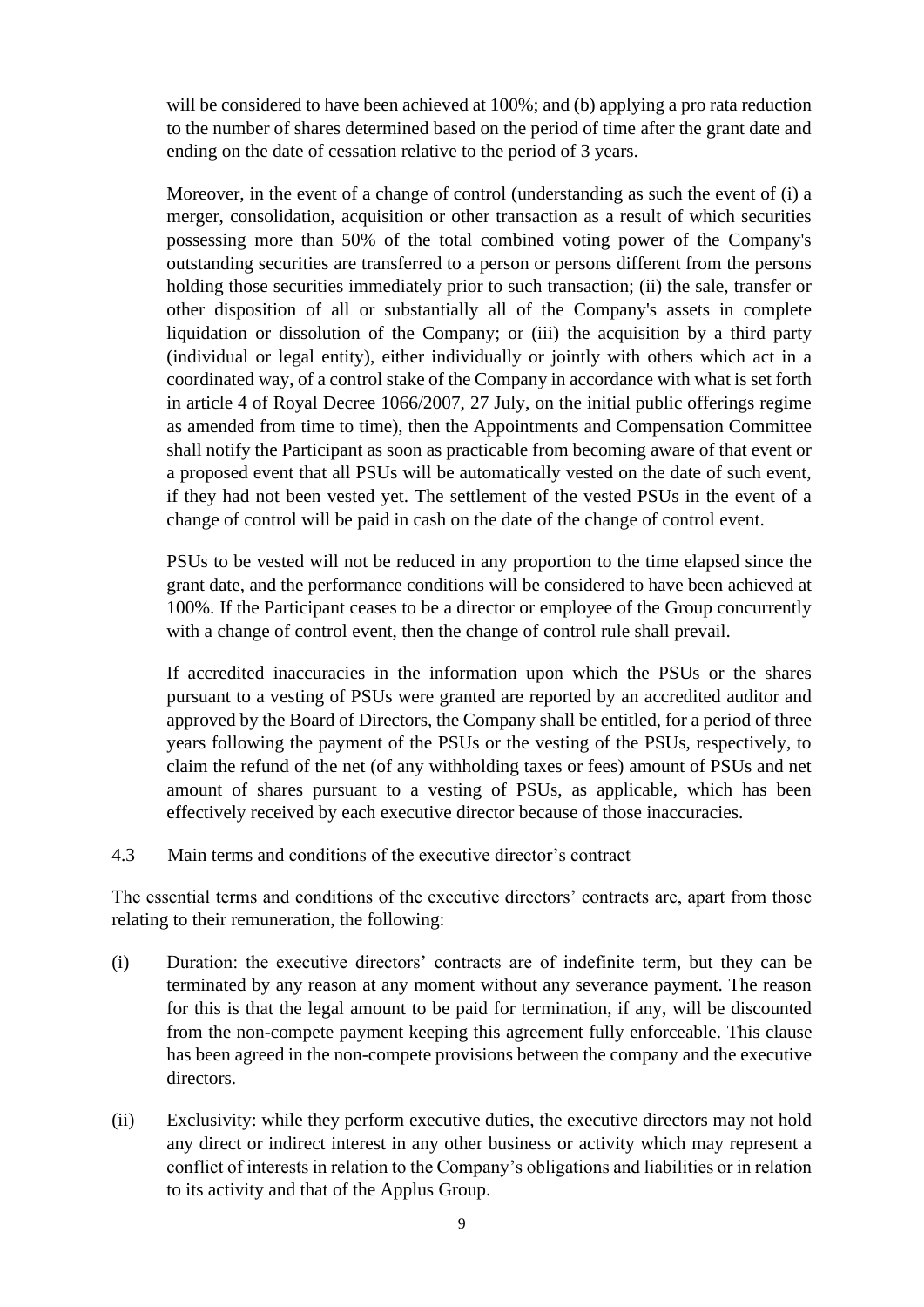will be considered to have been achieved at 100%; and (b) applying a pro rata reduction to the number of shares determined based on the period of time after the grant date and ending on the date of cessation relative to the period of 3 years.

Moreover, in the event of a change of control (understanding as such the event of (i) a merger, consolidation, acquisition or other transaction as a result of which securities possessing more than 50% of the total combined voting power of the Company's outstanding securities are transferred to a person or persons different from the persons holding those securities immediately prior to such transaction; (ii) the sale, transfer or other disposition of all or substantially all of the Company's assets in complete liquidation or dissolution of the Company; or (iii) the acquisition by a third party (individual or legal entity), either individually or jointly with others which act in a coordinated way, of a control stake of the Company in accordance with what is set forth in article 4 of Royal Decree 1066/2007, 27 July, on the initial public offerings regime as amended from time to time), then the Appointments and Compensation Committee shall notify the Participant as soon as practicable from becoming aware of that event or a proposed event that all PSUs will be automatically vested on the date of such event, if they had not been vested yet. The settlement of the vested PSUs in the event of a change of control will be paid in cash on the date of the change of control event.

PSUs to be vested will not be reduced in any proportion to the time elapsed since the grant date, and the performance conditions will be considered to have been achieved at 100%. If the Participant ceases to be a director or employee of the Group concurrently with a change of control event, then the change of control rule shall prevail.

If accredited inaccuracies in the information upon which the PSUs or the shares pursuant to a vesting of PSUs were granted are reported by an accredited auditor and approved by the Board of Directors, the Company shall be entitled, for a period of three years following the payment of the PSUs or the vesting of the PSUs, respectively, to claim the refund of the net (of any withholding taxes or fees) amount of PSUs and net amount of shares pursuant to a vesting of PSUs, as applicable, which has been effectively received by each executive director because of those inaccuracies.

### 4.3 Main terms and conditions of the executive director's contract

The essential terms and conditions of the executive directors' contracts are, apart from those relating to their remuneration, the following:

(i) Duration: the executive directors' contracts are of indefinite term, but they can be terminated by any reason at any moment without any severance payment. The reason for this is that the legal amount to be paid for termination, if any, will be discounted from the non-compete payment keeping this agreement fully enforceable. This clause has been agreed in the non-compete provisions between the company and the executive directors.

(ii) Exclusivity: while they perform executive duties, the executive directors may not hold any direct or indirect interest in any other business or activity which may represent a conflict of interests in relation to the Company's obligations and liabilities or in relation to its activity and that of the Applus Group.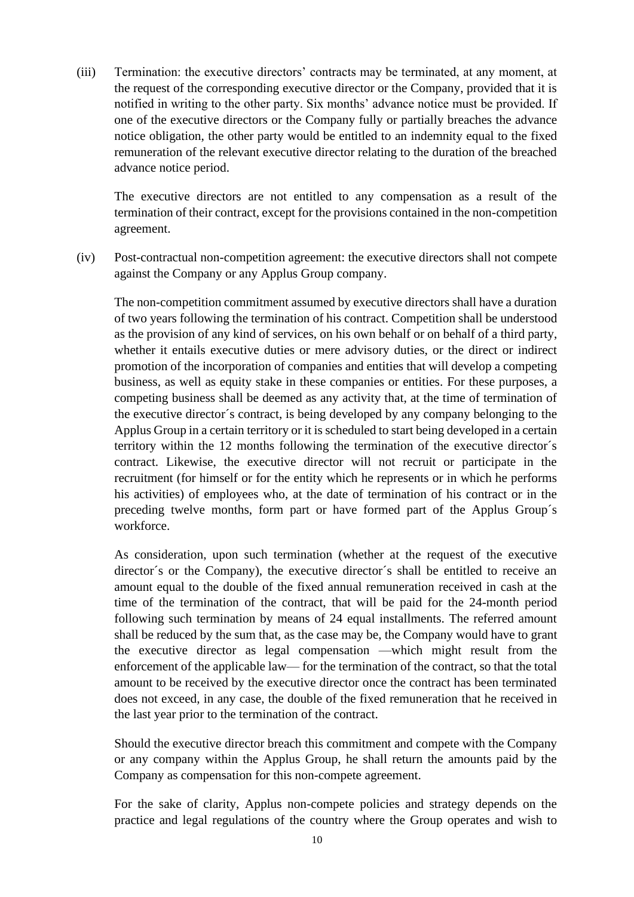(iii) Termination: the executive directors' contracts may be terminated, at any moment, at the request of the corresponding executive director or the Company, provided that it is notified in writing to the other party. Six months' advance notice must be provided. If one of the executive directors or the Company fully or partially breaches the advance notice obligation, the other party would be entitled to an indemnity equal to the fixed remuneration of the relevant executive director relating to the duration of the breached advance notice period.

The executive directors are not entitled to any compensation as a result of the termination of their contract, except for the provisions contained in the non-competition agreement.

(iv) Post-contractual non-competition agreement: the executive directors shall not compete against the Company or any Applus Group company.

The non-competition commitment assumed by executive directors shall have a duration of two years following the termination of his contract. Competition shall be understood as the provision of any kind of services, on his own behalf or on behalf of a third party, whether it entails executive duties or mere advisory duties, or the direct or indirect promotion of the incorporation of companies and entities that will develop a competing business, as well as equity stake in these companies or entities. For these purposes, a competing business shall be deemed as any activity that, at the time of termination of the executive director´s contract, is being developed by any company belonging to the Applus Group in a certain territory or it is scheduled to start being developed in a certain territory within the 12 months following the termination of the executive director´s contract. Likewise, the executive director will not recruit or participate in the recruitment (for himself or for the entity which he represents or in which he performs his activities) of employees who, at the date of termination of his contract or in the preceding twelve months, form part or have formed part of the Applus Group´s workforce.

As consideration, upon such termination (whether at the request of the executive director´s or the Company), the executive director´s shall be entitled to receive an amount equal to the double of the fixed annual remuneration received in cash at the time of the termination of the contract, that will be paid for the 24-month period following such termination by means of 24 equal installments. The referred amount shall be reduced by the sum that, as the case may be, the Company would have to grant the executive director as legal compensation —which might result from the enforcement of the applicable law— for the termination of the contract, so that the total amount to be received by the executive director once the contract has been terminated does not exceed, in any case, the double of the fixed remuneration that he received in the last year prior to the termination of the contract.

Should the executive director breach this commitment and compete with the Company or any company within the Applus Group, he shall return the amounts paid by the Company as compensation for this non-compete agreement.

For the sake of clarity, Applus non-compete policies and strategy depends on the practice and legal regulations of the country where the Group operates and wish to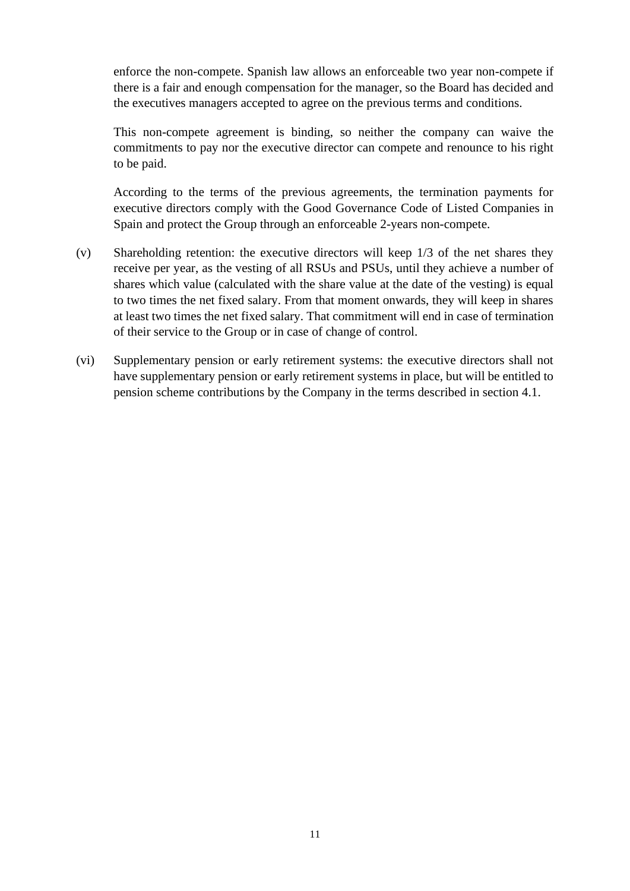enforce the non-compete. Spanish law allows an enforceable two year non-compete if there is a fair and enough compensation for the manager, so the Board has decided and the executives managers accepted to agree on the previous terms and conditions.

This non-compete agreement is binding, so neither the company can waive the commitments to pay nor the executive director can compete and renounce to his right to be paid.

According to the terms of the previous agreements, the termination payments for executive directors comply with the Good Governance Code of Listed Companies in Spain and protect the Group through an enforceable 2-years non-compete.

(v) Shareholding retention: the executive directors will keep 1/3 of the net shares they receive per year, as the vesting of all RSUs and PSUs, until they achieve a number of shares which value (calculated with the share value at the date of the vesting) is equal to two times the net fixed salary. From that moment onwards, they will keep in shares at least two times the net fixed salary. That commitment will end in case of termination of their service to the Group or in case of change of control.

(vi) Supplementary pension or early retirement systems: the executive directors shall not have supplementary pension or early retirement systems in place, but will be entitled to pension scheme contributions by the Company in the terms described in section 4.1.